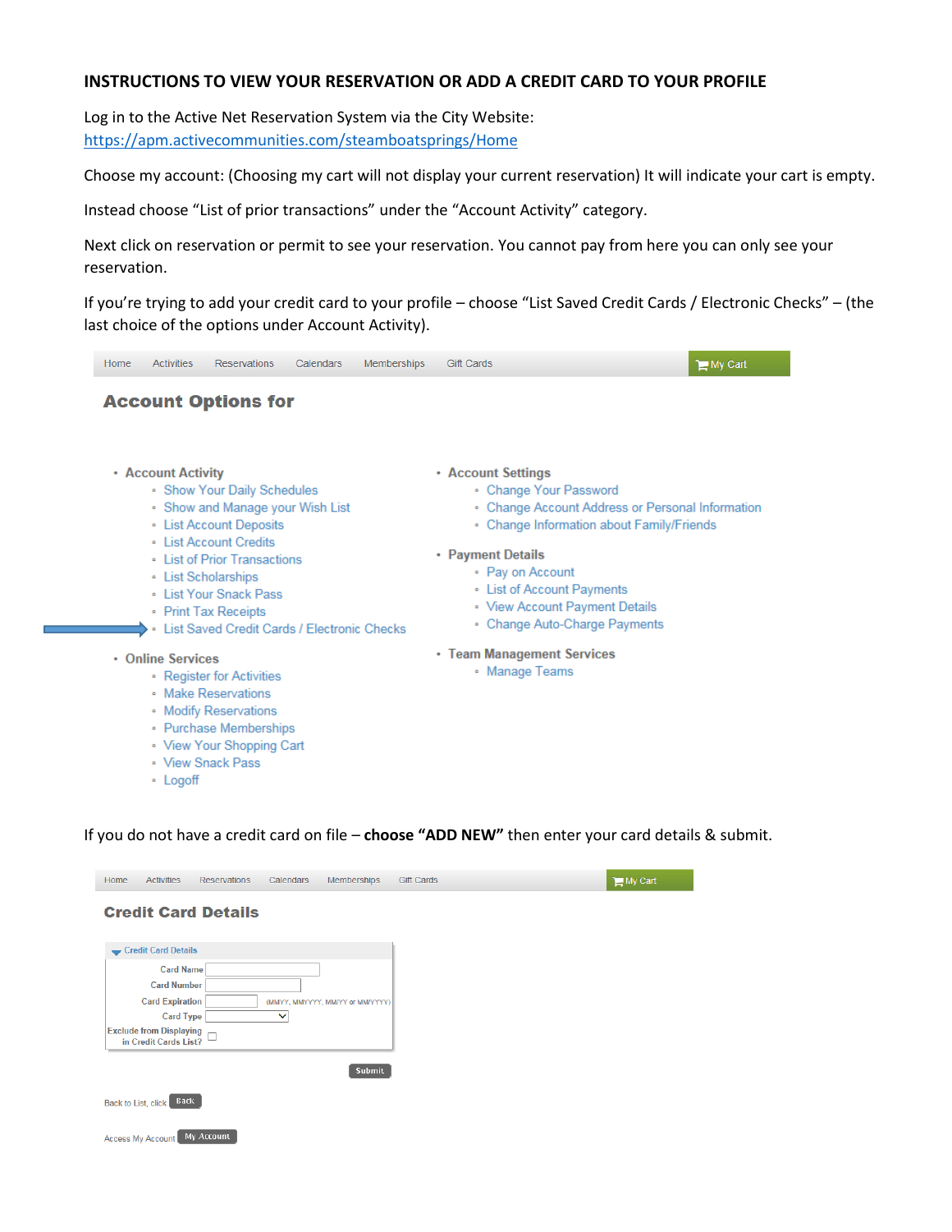# INSTRUCTIONS TO VIEW YOUR RESERVATION OR ADD A CREDIT CARD TO YOUR PROFILE

Log in to the Active Net Reservation System via the City Website: https://apm.activecommunities.com/steamboatsprings/Home

Choose my account: (Choosing my cart will not display your current reservation) It will indicate your cart is empty.

Instead choose "List of prior transactions" under the "Account Activity" category.

Next click on reservation or permit to see your reservation. You cannot pay from here you can only see your reservation.

If you're trying to add your credit card to your profile – choose "List Saved Credit Cards / Electronic Checks" – (the last choice of the options under Account Activity).

Home | Activities | Reservations | Calendars | Memberships | Gift Cards | My Cart

## Account Options for

- **Account Activity**
  - Show Your Daily Schedules
  - Show and Manage your Wish List
  - List Account Deposits
  - List Account Credits
  - List of Prior Transactions
  - List Scholarships
  - List Your Snack Pass
  - Print Tax Receipts
  - List Saved Credit Cards / Electronic Checks
- **Online Services**
  - Register for Activities
  - Make Reservations
  - Modify Reservations
  - Purchase Memberships
  - View Your Shopping Cart
  - View Snack Pass
  - Logoff
- **Account Settings**
  - Change Your Password
  - Change Account Address or Personal Information
  - Change Information about Family/Friends
- **Payment Details**
  - Pay on Account
  - List of Account Payments
  - View Account Payment Details
  - Change Auto-Charge Payments
- **Team Management Services**
  - Manage Teams

If you do not have a credit card on file – **choose "ADD NEW"** then enter your card details & submit.

Home | Activities | Reservations | Calendars | Memberships | Gift Cards | My Cart

## Credit Card Details

Credit Card Details

- Card Name
- Card Number
- Card Expiration (MMYY, MMYYYY, MM/YY or MM/YYYY)
- Card Type
- Exclude from Displaying in Credit Cards List?

Submit

Back to List, click Back

Access My Account My Account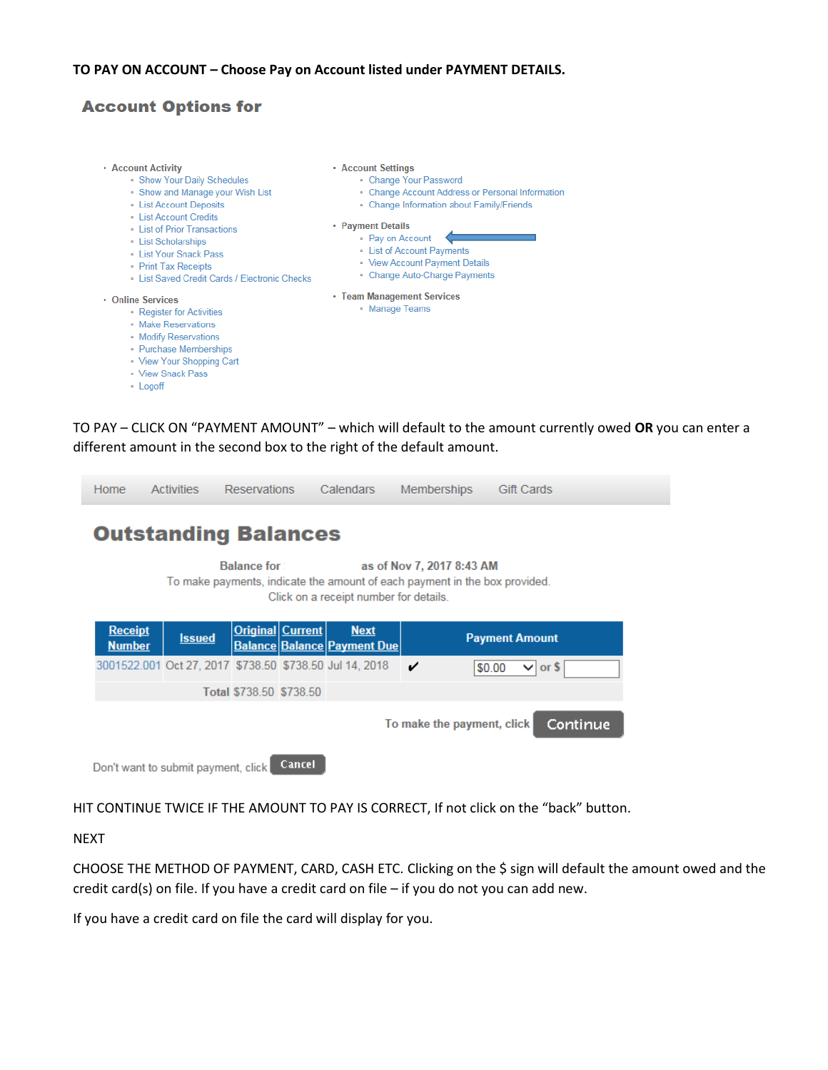**TO PAY ON ACCOUNT – Choose Pay on Account listed under PAYMENT DETAILS.**

## Account Options for

- Account Activity
  - Show Your Daily Schedules
  - Show and Manage your Wish List
  - List Account Deposits
  - List Account Credits
  - List of Prior Transactions
  - List Scholarships
  - List Your Snack Pass
  - Print Tax Receipts
  - List Saved Credit Cards / Electronic Checks
- Online Services
  - Register for Activities
  - Make Reservations
  - Modify Reservations
  - Purchase Memberships
  - View Your Shopping Cart
  - View Snack Pass
  - Logoff
- Account Settings
  - Change Your Password
  - Change Account Address or Personal Information
  - Change Information about Family/Friends
- Payment Details
  - Pay on Account
  - List of Account Payments
  - View Account Payment Details
  - Change Auto-Charge Payments
- Team Management Services
  - Manage Teams

TO PAY – CLICK ON "PAYMENT AMOUNT" – which will default to the amount currently owed **OR** you can enter a different amount in the second box to the right of the default amount.

Home Activities Reservations Calendars Memberships Gift Cards

## Outstanding Balances

Balance for as of Nov 7, 2017 8:43 AM

To make payments, indicate the amount of each payment in the box provided.

Click on a receipt number for details.

| Receipt Number | Issued | Original Balance | Current Balance | Next Payment Due | Payment Amount | |
|---|---|---|---|---|---|---|
| 3001522.001 | Oct 27, 2017 | $738.50 | $738.50 | Jul 14, 2018 | ✔ | $0.00 or $ |
| | Total | $738.50 | $738.50 | | | |

To make the payment, click Continue

Don't want to submit payment, click Cancel

HIT CONTINUE TWICE IF THE AMOUNT TO PAY IS CORRECT, If not click on the "back" button.

NEXT

CHOOSE THE METHOD OF PAYMENT, CARD, CASH ETC. Clicking on the $ sign will default the amount owed and the credit card(s) on file. If you have a credit card on file – if you do not you can add new.

If you have a credit card on file the card will display for you.